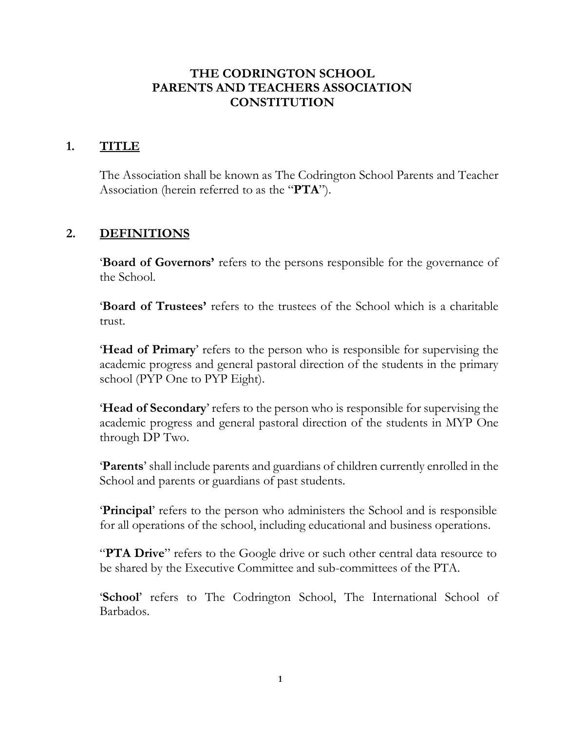# THE CODRINGTON SCHOOL
# PARENTS AND TEACHERS ASSOCIATION
# CONSTITUTION

## 1. TITLE

The Association shall be known as The Codrington School Parents and Teacher Association (herein referred to as the "**PTA**").

## 2. DEFINITIONS

'**Board of Governors'** refers to the persons responsible for the governance of the School.

'**Board of Trustees'** refers to the trustees of the School which is a charitable trust.

'**Head of Primary**' refers to the person who is responsible for supervising the academic progress and general pastoral direction of the students in the primary school (PYP One to PYP Eight).

'**Head of Secondary**' refers to the person who is responsible for supervising the academic progress and general pastoral direction of the students in MYP One through DP Two.

'**Parents**' shall include parents and guardians of children currently enrolled in the School and parents or guardians of past students.

'**Principal**' refers to the person who administers the School and is responsible for all operations of the school, including educational and business operations.

"**PTA Drive**" refers to the Google drive or such other central data resource to be shared by the Executive Committee and sub-committees of the PTA.

'**School**' refers to The Codrington School, The International School of Barbados.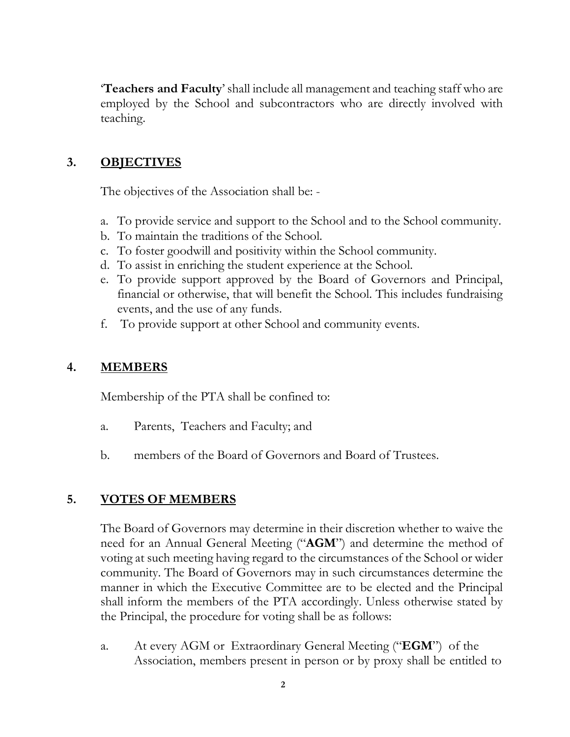'**Teachers and Faculty**' shall include all management and teaching staff who are employed by the School and subcontractors who are directly involved with teaching.

## 3. OBJECTIVES

The objectives of the Association shall be: -

a. To provide service and support to the School and to the School community.
b. To maintain the traditions of the School.
c. To foster goodwill and positivity within the School community.
d. To assist in enriching the student experience at the School.
e. To provide support approved by the Board of Governors and Principal, financial or otherwise, that will benefit the School. This includes fundraising events, and the use of any funds.
f. To provide support at other School and community events.

## 4. MEMBERS

Membership of the PTA shall be confined to:

a. Parents, Teachers and Faculty; and

b. members of the Board of Governors and Board of Trustees.

## 5. VOTES OF MEMBERS

The Board of Governors may determine in their discretion whether to waive the need for an Annual General Meeting ("**AGM**") and determine the method of voting at such meeting having regard to the circumstances of the School or wider community. The Board of Governors may in such circumstances determine the manner in which the Executive Committee are to be elected and the Principal shall inform the members of the PTA accordingly. Unless otherwise stated by the Principal, the procedure for voting shall be as follows:

a. At every AGM or Extraordinary General Meeting ("**EGM**") of the Association, members present in person or by proxy shall be entitled to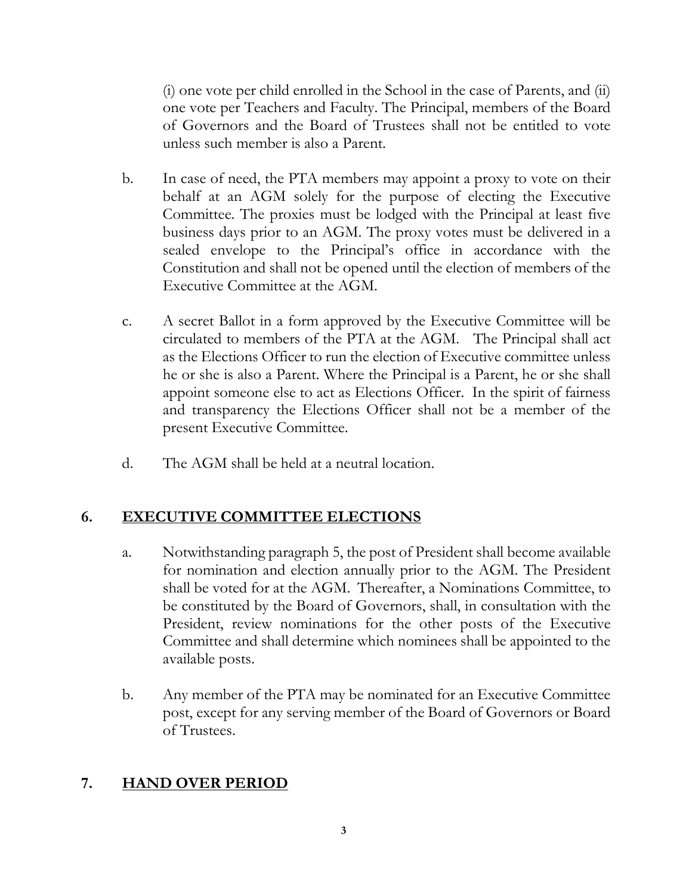(i) one vote per child enrolled in the School in the case of Parents, and (ii) one vote per Teachers and Faculty. The Principal, members of the Board of Governors and the Board of Trustees shall not be entitled to vote unless such member is also a Parent.

b. In case of need, the PTA members may appoint a proxy to vote on their behalf at an AGM solely for the purpose of electing the Executive Committee. The proxies must be lodged with the Principal at least five business days prior to an AGM. The proxy votes must be delivered in a sealed envelope to the Principal's office in accordance with the Constitution and shall not be opened until the election of members of the Executive Committee at the AGM.

c. A secret Ballot in a form approved by the Executive Committee will be circulated to members of the PTA at the AGM. The Principal shall act as the Elections Officer to run the election of Executive committee unless he or she is also a Parent. Where the Principal is a Parent, he or she shall appoint someone else to act as Elections Officer. In the spirit of fairness and transparency the Elections Officer shall not be a member of the present Executive Committee.

d. The AGM shall be held at a neutral location.

## 6. EXECUTIVE COMMITTEE ELECTIONS

a. Notwithstanding paragraph 5, the post of President shall become available for nomination and election annually prior to the AGM. The President shall be voted for at the AGM. Thereafter, a Nominations Committee, to be constituted by the Board of Governors, shall, in consultation with the President, review nominations for the other posts of the Executive Committee and shall determine which nominees shall be appointed to the available posts.

b. Any member of the PTA may be nominated for an Executive Committee post, except for any serving member of the Board of Governors or Board of Trustees.

## 7. HAND OVER PERIOD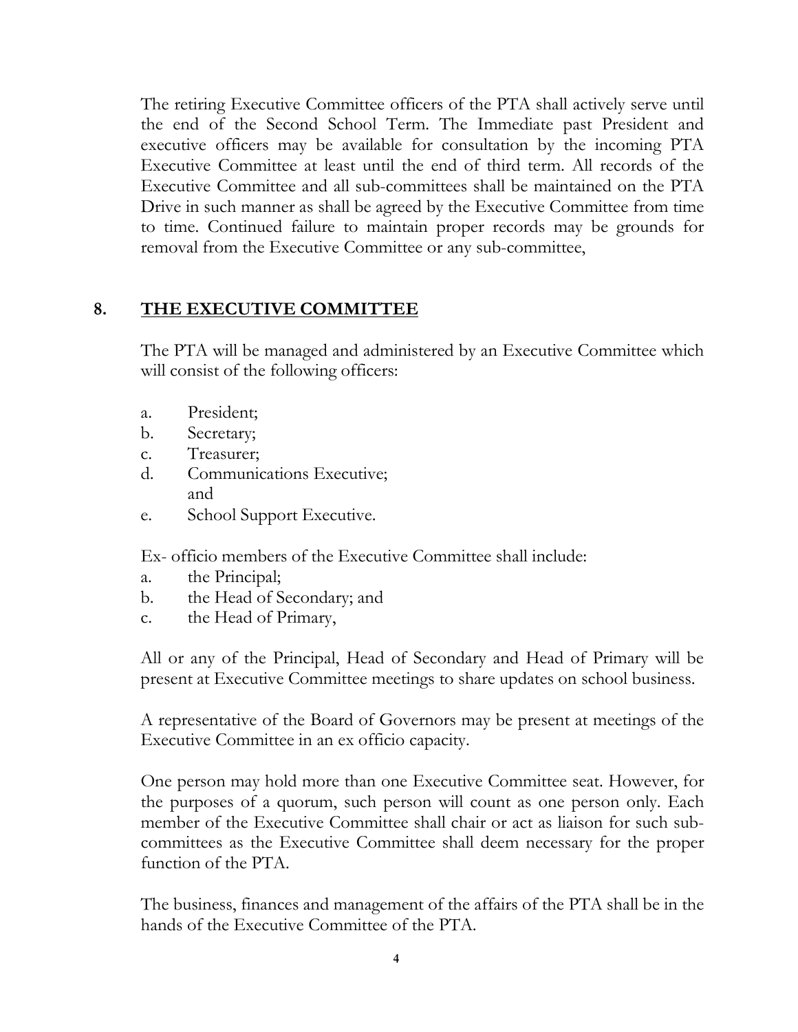The retiring Executive Committee officers of the PTA shall actively serve until the end of the Second School Term. The Immediate past President and executive officers may be available for consultation by the incoming PTA Executive Committee at least until the end of third term. All records of the Executive Committee and all sub-committees shall be maintained on the PTA Drive in such manner as shall be agreed by the Executive Committee from time to time. Continued failure to maintain proper records may be grounds for removal from the Executive Committee or any sub-committee,

## 8. THE EXECUTIVE COMMITTEE

The PTA will be managed and administered by an Executive Committee which will consist of the following officers:

a. President;
b. Secretary;
c. Treasurer;
d. Communications Executive; and
e. School Support Executive.

Ex- officio members of the Executive Committee shall include:

a. the Principal;
b. the Head of Secondary; and
c. the Head of Primary,

All or any of the Principal, Head of Secondary and Head of Primary will be present at Executive Committee meetings to share updates on school business.

A representative of the Board of Governors may be present at meetings of the Executive Committee in an ex officio capacity.

One person may hold more than one Executive Committee seat. However, for the purposes of a quorum, such person will count as one person only. Each member of the Executive Committee shall chair or act as liaison for such sub-committees as the Executive Committee shall deem necessary for the proper function of the PTA.

The business, finances and management of the affairs of the PTA shall be in the hands of the Executive Committee of the PTA.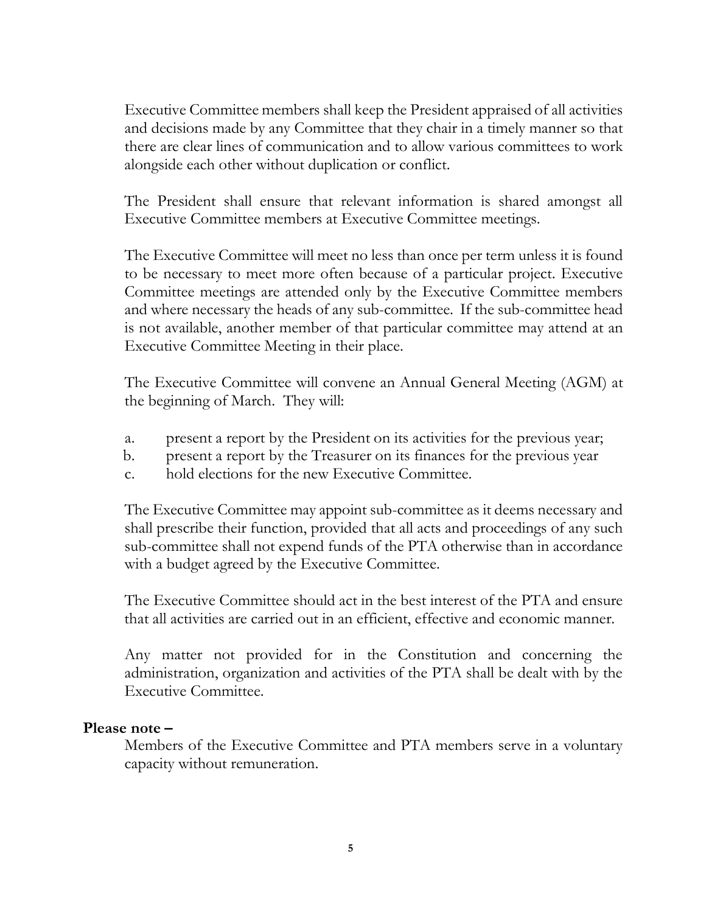Executive Committee members shall keep the President appraised of all activities and decisions made by any Committee that they chair in a timely manner so that there are clear lines of communication and to allow various committees to work alongside each other without duplication or conflict.

The President shall ensure that relevant information is shared amongst all Executive Committee members at Executive Committee meetings.

The Executive Committee will meet no less than once per term unless it is found to be necessary to meet more often because of a particular project. Executive Committee meetings are attended only by the Executive Committee members and where necessary the heads of any sub-committee. If the sub-committee head is not available, another member of that particular committee may attend at an Executive Committee Meeting in their place.

The Executive Committee will convene an Annual General Meeting (AGM) at the beginning of March. They will:

a. present a report by the President on its activities for the previous year;
b. present a report by the Treasurer on its finances for the previous year
c. hold elections for the new Executive Committee.

The Executive Committee may appoint sub-committee as it deems necessary and shall prescribe their function, provided that all acts and proceedings of any such sub-committee shall not expend funds of the PTA otherwise than in accordance with a budget agreed by the Executive Committee.

The Executive Committee should act in the best interest of the PTA and ensure that all activities are carried out in an efficient, effective and economic manner.

Any matter not provided for in the Constitution and concerning the administration, organization and activities of the PTA shall be dealt with by the Executive Committee.

**Please note –**

Members of the Executive Committee and PTA members serve in a voluntary capacity without remuneration.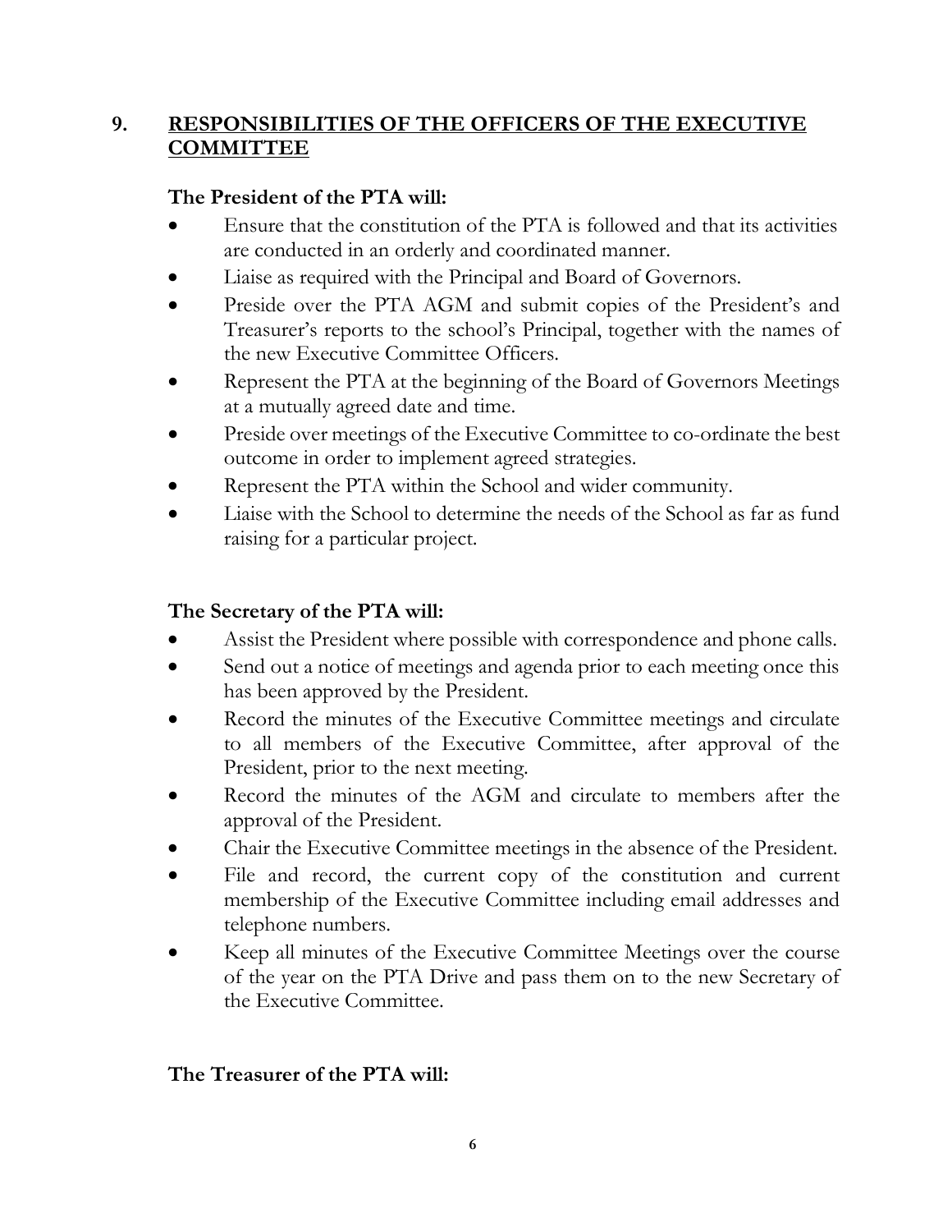## 9. RESPONSIBILITIES OF THE OFFICERS OF THE EXECUTIVE COMMITTEE

**The President of the PTA will:**

- Ensure that the constitution of the PTA is followed and that its activities are conducted in an orderly and coordinated manner.
- Liaise as required with the Principal and Board of Governors.
- Preside over the PTA AGM and submit copies of the President's and Treasurer's reports to the school's Principal, together with the names of the new Executive Committee Officers.
- Represent the PTA at the beginning of the Board of Governors Meetings at a mutually agreed date and time.
- Preside over meetings of the Executive Committee to co-ordinate the best outcome in order to implement agreed strategies.
- Represent the PTA within the School and wider community.
- Liaise with the School to determine the needs of the School as far as fund raising for a particular project.

**The Secretary of the PTA will:**

- Assist the President where possible with correspondence and phone calls.
- Send out a notice of meetings and agenda prior to each meeting once this has been approved by the President.
- Record the minutes of the Executive Committee meetings and circulate to all members of the Executive Committee, after approval of the President, prior to the next meeting.
- Record the minutes of the AGM and circulate to members after the approval of the President.
- Chair the Executive Committee meetings in the absence of the President.
- File and record, the current copy of the constitution and current membership of the Executive Committee including email addresses and telephone numbers.
- Keep all minutes of the Executive Committee Meetings over the course of the year on the PTA Drive and pass them on to the new Secretary of the Executive Committee.

**The Treasurer of the PTA will:**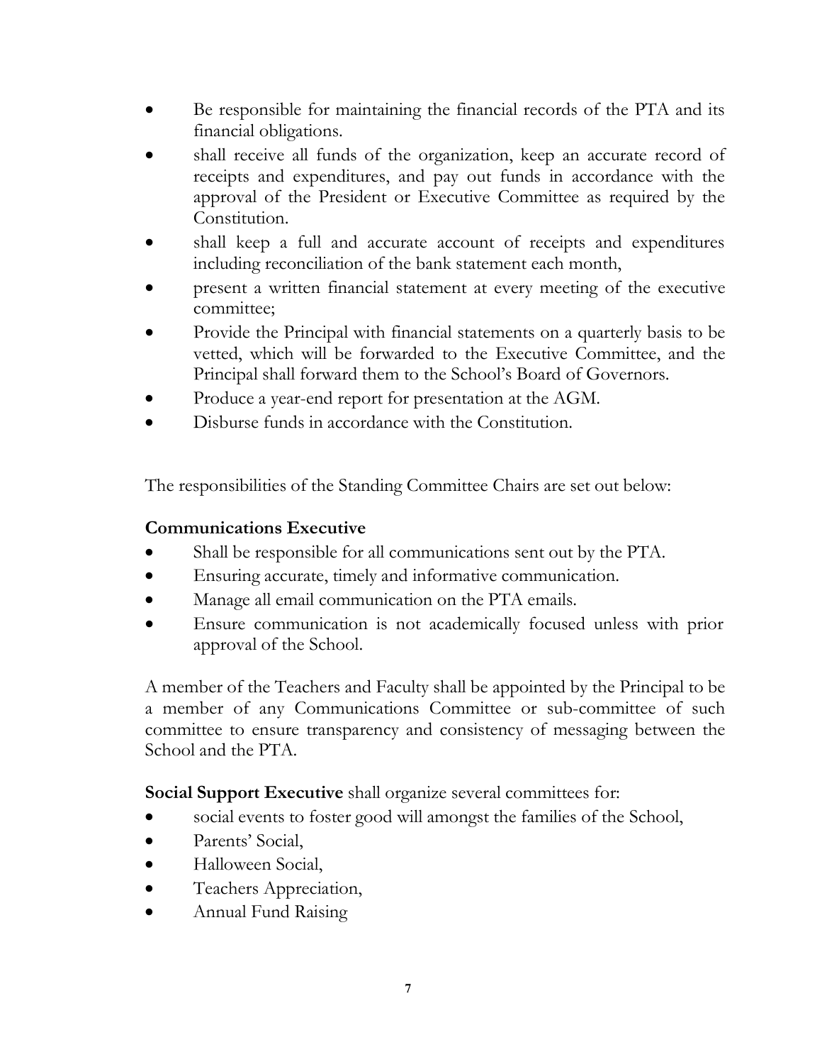- Be responsible for maintaining the financial records of the PTA and its financial obligations.
- shall receive all funds of the organization, keep an accurate record of receipts and expenditures, and pay out funds in accordance with the approval of the President or Executive Committee as required by the Constitution.
- shall keep a full and accurate account of receipts and expenditures including reconciliation of the bank statement each month,
- present a written financial statement at every meeting of the executive committee;
- Provide the Principal with financial statements on a quarterly basis to be vetted, which will be forwarded to the Executive Committee, and the Principal shall forward them to the School's Board of Governors.
- Produce a year-end report for presentation at the AGM.
- Disburse funds in accordance with the Constitution.

The responsibilities of the Standing Committee Chairs are set out below:

**Communications Executive**

- Shall be responsible for all communications sent out by the PTA.
- Ensuring accurate, timely and informative communication.
- Manage all email communication on the PTA emails.
- Ensure communication is not academically focused unless with prior approval of the School.

A member of the Teachers and Faculty shall be appointed by the Principal to be a member of any Communications Committee or sub-committee of such committee to ensure transparency and consistency of messaging between the School and the PTA.

**Social Support Executive** shall organize several committees for:

- social events to foster good will amongst the families of the School,
- Parents' Social,
- Halloween Social,
- Teachers Appreciation,
- Annual Fund Raising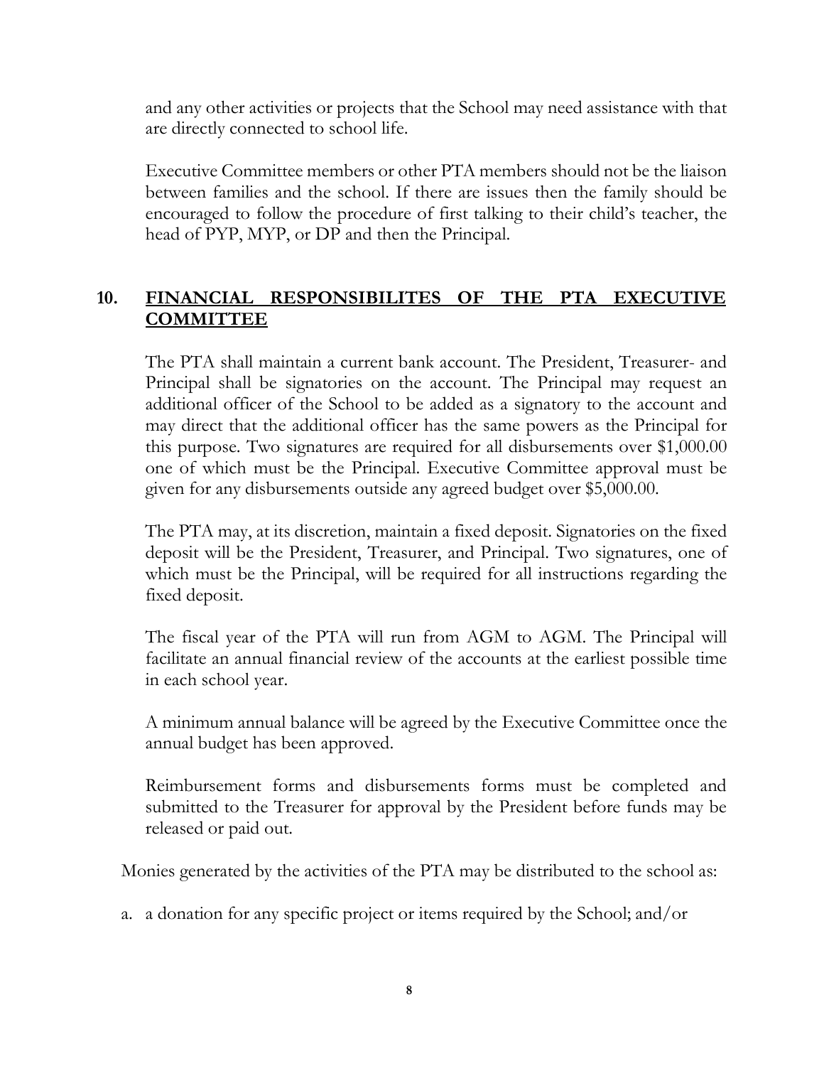and any other activities or projects that the School may need assistance with that are directly connected to school life.

Executive Committee members or other PTA members should not be the liaison between families and the school. If there are issues then the family should be encouraged to follow the procedure of first talking to their child's teacher, the head of PYP, MYP, or DP and then the Principal.

## 10. <u>FINANCIAL RESPONSIBILITES OF THE PTA EXECUTIVE COMMITTEE</u>

The PTA shall maintain a current bank account. The President, Treasurer- and Principal shall be signatories on the account. The Principal may request an additional officer of the School to be added as a signatory to the account and may direct that the additional officer has the same powers as the Principal for this purpose. Two signatures are required for all disbursements over $1,000.00 one of which must be the Principal. Executive Committee approval must be given for any disbursements outside any agreed budget over $5,000.00.

The PTA may, at its discretion, maintain a fixed deposit. Signatories on the fixed deposit will be the President, Treasurer, and Principal. Two signatures, one of which must be the Principal, will be required for all instructions regarding the fixed deposit.

The fiscal year of the PTA will run from AGM to AGM. The Principal will facilitate an annual financial review of the accounts at the earliest possible time in each school year.

A minimum annual balance will be agreed by the Executive Committee once the annual budget has been approved.

Reimbursement forms and disbursements forms must be completed and submitted to the Treasurer for approval by the President before funds may be released or paid out.

Monies generated by the activities of the PTA may be distributed to the school as:

a. a donation for any specific project or items required by the School; and/or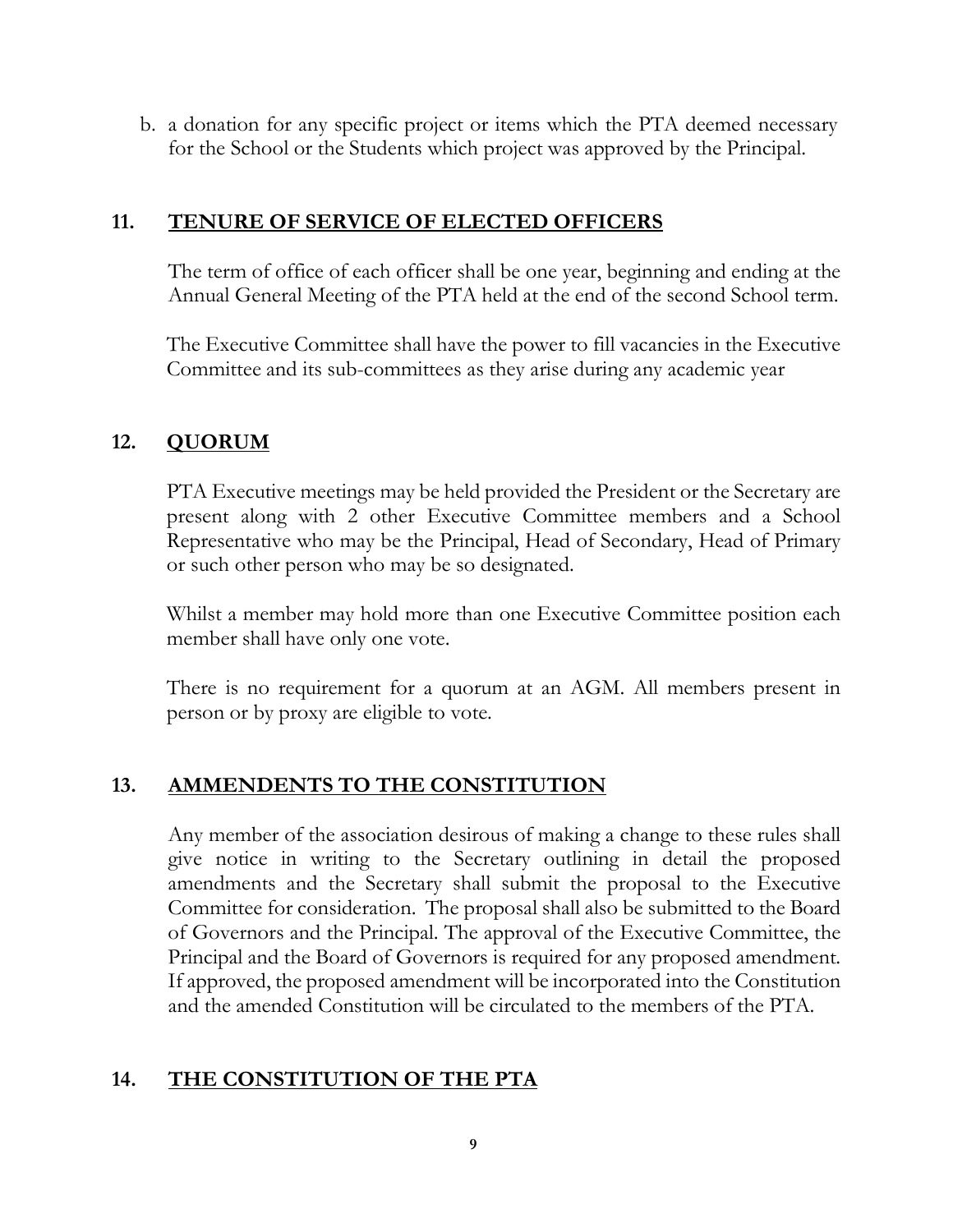b. a donation for any specific project or items which the PTA deemed necessary for the School or the Students which project was approved by the Principal.

## 11. TENURE OF SERVICE OF ELECTED OFFICERS

The term of office of each officer shall be one year, beginning and ending at the Annual General Meeting of the PTA held at the end of the second School term.

The Executive Committee shall have the power to fill vacancies in the Executive Committee and its sub-committees as they arise during any academic year

## 12. QUORUM

PTA Executive meetings may be held provided the President or the Secretary are present along with 2 other Executive Committee members and a School Representative who may be the Principal, Head of Secondary, Head of Primary or such other person who may be so designated.

Whilst a member may hold more than one Executive Committee position each member shall have only one vote.

There is no requirement for a quorum at an AGM. All members present in person or by proxy are eligible to vote.

## 13. AMMENDENTS TO THE CONSTITUTION

Any member of the association desirous of making a change to these rules shall give notice in writing to the Secretary outlining in detail the proposed amendments and the Secretary shall submit the proposal to the Executive Committee for consideration. The proposal shall also be submitted to the Board of Governors and the Principal. The approval of the Executive Committee, the Principal and the Board of Governors is required for any proposed amendment. If approved, the proposed amendment will be incorporated into the Constitution and the amended Constitution will be circulated to the members of the PTA.

## 14. THE CONSTITUTION OF THE PTA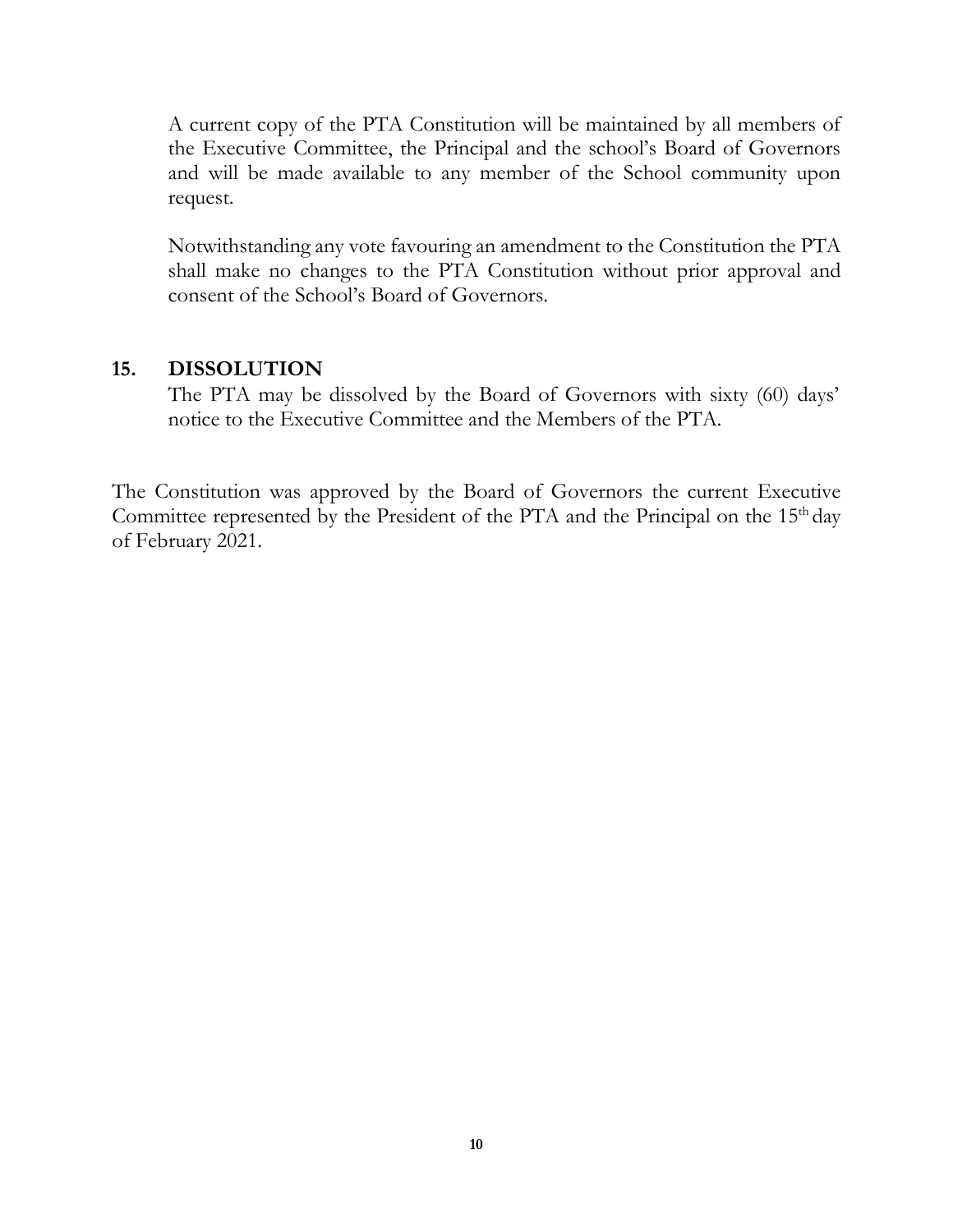A current copy of the PTA Constitution will be maintained by all members of the Executive Committee, the Principal and the school's Board of Governors and will be made available to any member of the School community upon request.

Notwithstanding any vote favouring an amendment to the Constitution the PTA shall make no changes to the PTA Constitution without prior approval and consent of the School's Board of Governors.

## 15. DISSOLUTION

The PTA may be dissolved by the Board of Governors with sixty (60) days' notice to the Executive Committee and the Members of the PTA.

The Constitution was approved by the Board of Governors the current Executive Committee represented by the President of the PTA and the Principal on the 15th day of February 2021.